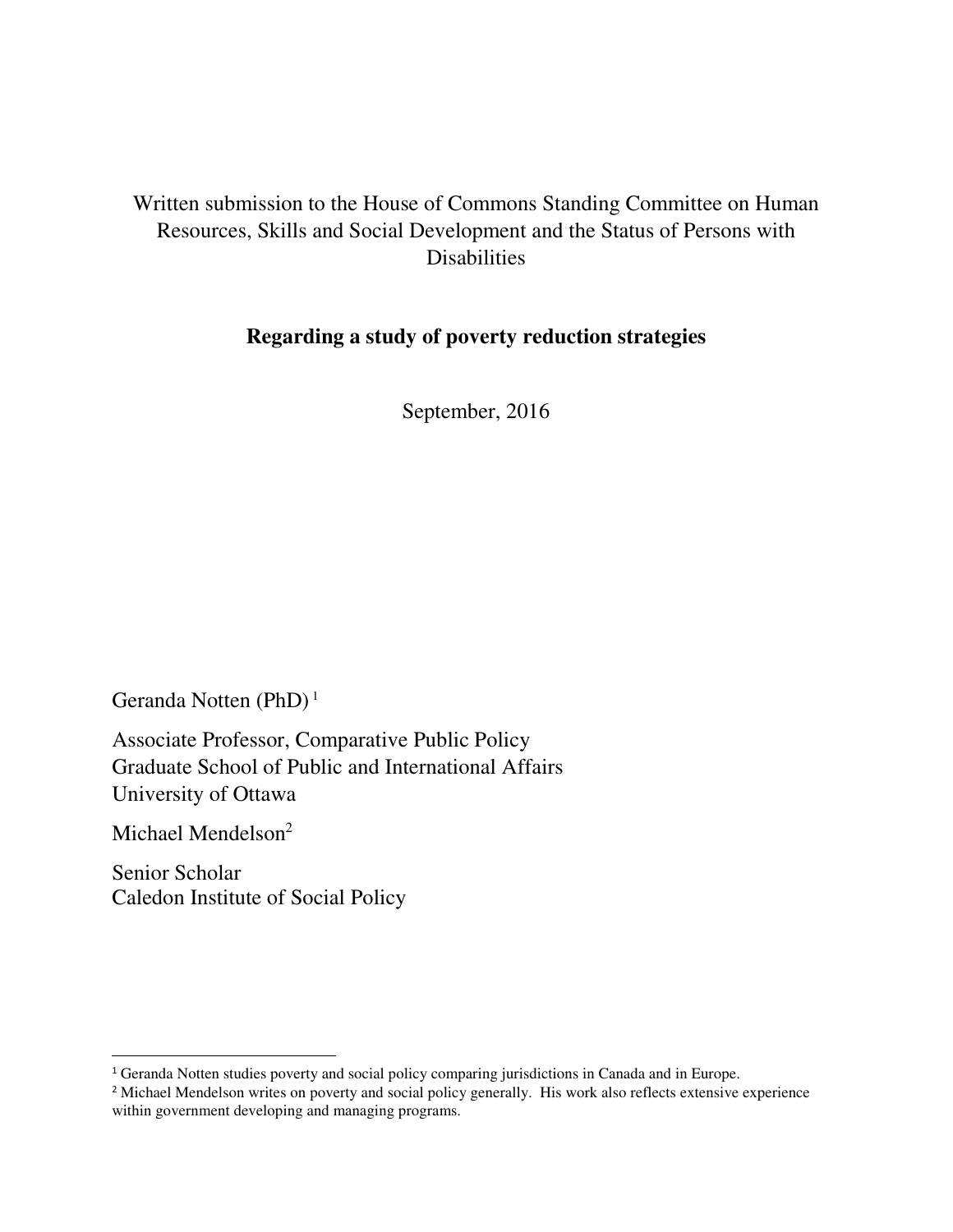Written submission to the House of Commons Standing Committee on Human Resources, Skills and Social Development and the Status of Persons with Disabilities

# Regarding a study of poverty reduction strategies

September, 2016

Geranda Notten (PhD) [1]

Associate Professor, Comparative Public Policy
Graduate School of Public and International Affairs
University of Ottawa

Michael Mendelson[2]

Senior Scholar
Caledon Institute of Social Policy

---

[1] Geranda Notten studies poverty and social policy comparing jurisdictions in Canada and in Europe.

[2] Michael Mendelson writes on poverty and social policy generally. His work also reflects extensive experience within government developing and managing programs.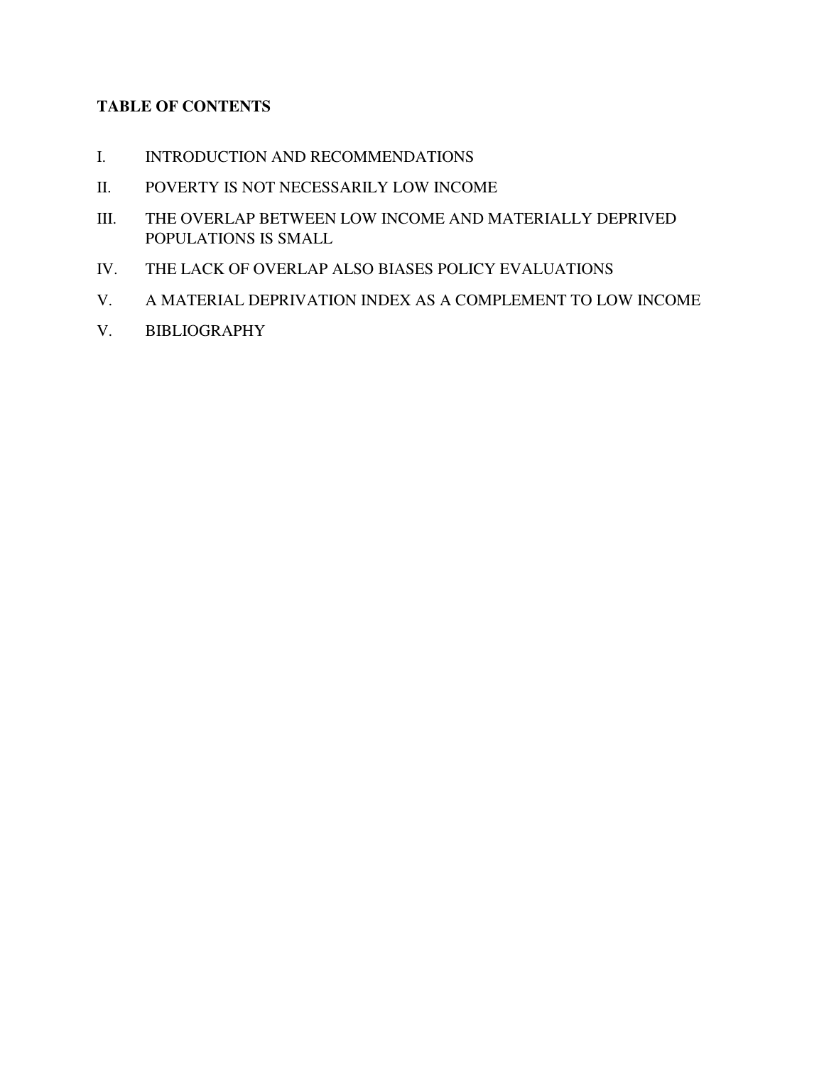**TABLE OF CONTENTS**

I. INTRODUCTION AND RECOMMENDATIONS

II. POVERTY IS NOT NECESSARILY LOW INCOME

III. THE OVERLAP BETWEEN LOW INCOME AND MATERIALLY DEPRIVED POPULATIONS IS SMALL

IV. THE LACK OF OVERLAP ALSO BIASES POLICY EVALUATIONS

V. A MATERIAL DEPRIVATION INDEX AS A COMPLEMENT TO LOW INCOME

V. BIBLIOGRAPHY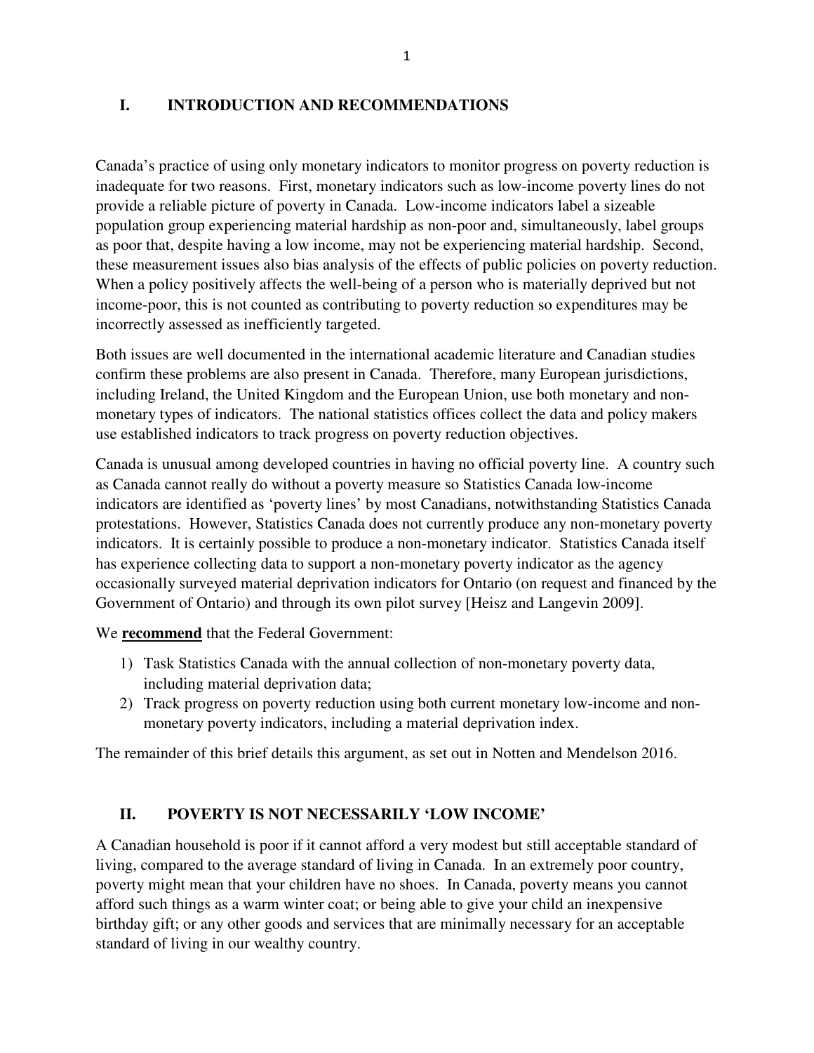## I. INTRODUCTION AND RECOMMENDATIONS

Canada's practice of using only monetary indicators to monitor progress on poverty reduction is inadequate for two reasons. First, monetary indicators such as low-income poverty lines do not provide a reliable picture of poverty in Canada. Low-income indicators label a sizeable population group experiencing material hardship as non-poor and, simultaneously, label groups as poor that, despite having a low income, may not be experiencing material hardship. Second, these measurement issues also bias analysis of the effects of public policies on poverty reduction. When a policy positively affects the well-being of a person who is materially deprived but not income-poor, this is not counted as contributing to poverty reduction so expenditures may be incorrectly assessed as inefficiently targeted.

Both issues are well documented in the international academic literature and Canadian studies confirm these problems are also present in Canada. Therefore, many European jurisdictions, including Ireland, the United Kingdom and the European Union, use both monetary and non-monetary types of indicators. The national statistics offices collect the data and policy makers use established indicators to track progress on poverty reduction objectives.

Canada is unusual among developed countries in having no official poverty line. A country such as Canada cannot really do without a poverty measure so Statistics Canada low-income indicators are identified as 'poverty lines' by most Canadians, notwithstanding Statistics Canada protestations. However, Statistics Canada does not currently produce any non-monetary poverty indicators. It is certainly possible to produce a non-monetary indicator. Statistics Canada itself has experience collecting data to support a non-monetary poverty indicator as the agency occasionally surveyed material deprivation indicators for Ontario (on request and financed by the Government of Ontario) and through its own pilot survey [Heisz and Langevin 2009].

We **recommend** that the Federal Government:

1) Task Statistics Canada with the annual collection of non-monetary poverty data, including material deprivation data;
2) Track progress on poverty reduction using both current monetary low-income and non-monetary poverty indicators, including a material deprivation index.

The remainder of this brief details this argument, as set out in Notten and Mendelson 2016.

## II. POVERTY IS NOT NECESSARILY 'LOW INCOME'

A Canadian household is poor if it cannot afford a very modest but still acceptable standard of living, compared to the average standard of living in Canada. In an extremely poor country, poverty might mean that your children have no shoes. In Canada, poverty means you cannot afford such things as a warm winter coat; or being able to give your child an inexpensive birthday gift; or any other goods and services that are minimally necessary for an acceptable standard of living in our wealthy country.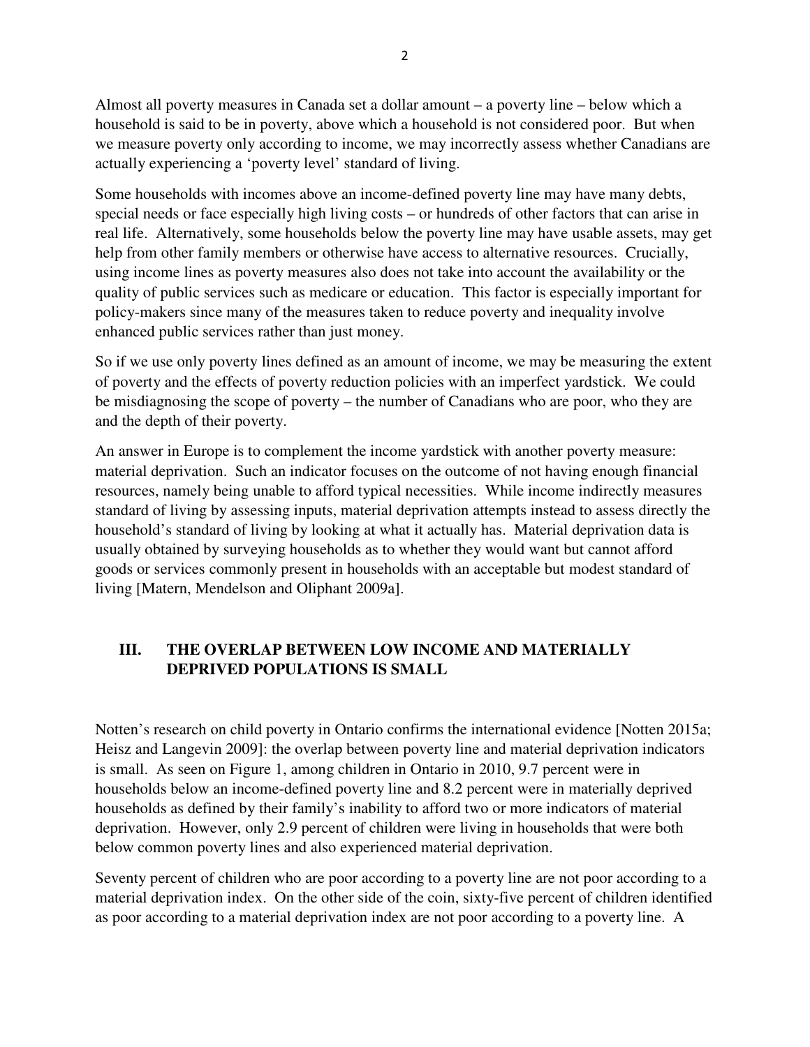Almost all poverty measures in Canada set a dollar amount – a poverty line – below which a household is said to be in poverty, above which a household is not considered poor. But when we measure poverty only according to income, we may incorrectly assess whether Canadians are actually experiencing a 'poverty level' standard of living.

Some households with incomes above an income-defined poverty line may have many debts, special needs or face especially high living costs – or hundreds of other factors that can arise in real life. Alternatively, some households below the poverty line may have usable assets, may get help from other family members or otherwise have access to alternative resources. Crucially, using income lines as poverty measures also does not take into account the availability or the quality of public services such as medicare or education. This factor is especially important for policy-makers since many of the measures taken to reduce poverty and inequality involve enhanced public services rather than just money.

So if we use only poverty lines defined as an amount of income, we may be measuring the extent of poverty and the effects of poverty reduction policies with an imperfect yardstick. We could be misdiagnosing the scope of poverty – the number of Canadians who are poor, who they are and the depth of their poverty.

An answer in Europe is to complement the income yardstick with another poverty measure: material deprivation. Such an indicator focuses on the outcome of not having enough financial resources, namely being unable to afford typical necessities. While income indirectly measures standard of living by assessing inputs, material deprivation attempts instead to assess directly the household's standard of living by looking at what it actually has. Material deprivation data is usually obtained by surveying households as to whether they would want but cannot afford goods or services commonly present in households with an acceptable but modest standard of living [Matern, Mendelson and Oliphant 2009a].

## III. THE OVERLAP BETWEEN LOW INCOME AND MATERIALLY DEPRIVED POPULATIONS IS SMALL

Notten's research on child poverty in Ontario confirms the international evidence [Notten 2015a; Heisz and Langevin 2009]: the overlap between poverty line and material deprivation indicators is small. As seen on Figure 1, among children in Ontario in 2010, 9.7 percent were in households below an income-defined poverty line and 8.2 percent were in materially deprived households as defined by their family's inability to afford two or more indicators of material deprivation. However, only 2.9 percent of children were living in households that were both below common poverty lines and also experienced material deprivation.

Seventy percent of children who are poor according to a poverty line are not poor according to a material deprivation index. On the other side of the coin, sixty-five percent of children identified as poor according to a material deprivation index are not poor according to a poverty line. A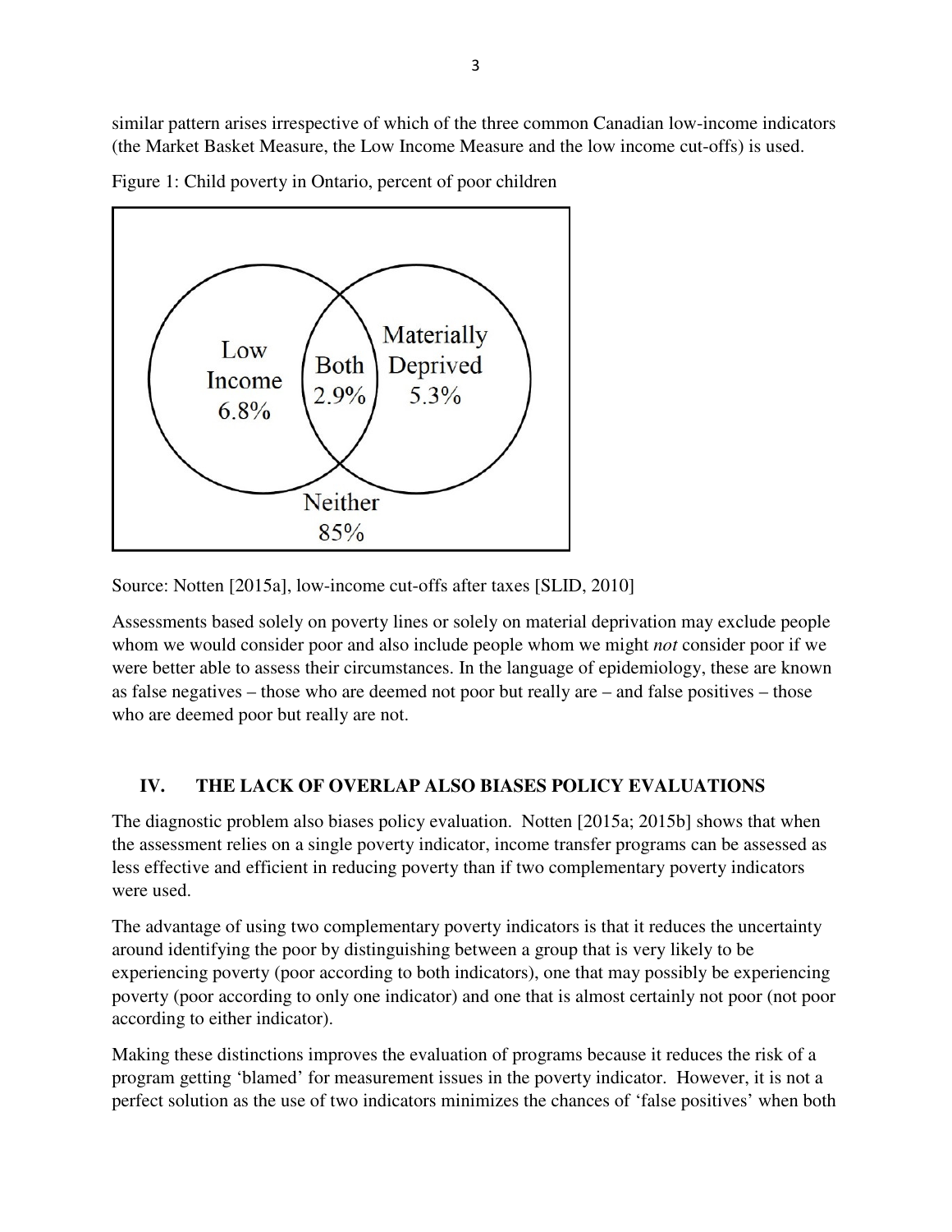similar pattern arises irrespective of which of the three common Canadian low-income indicators (the Market Basket Measure, the Low Income Measure and the low income cut-offs) is used.

Figure 1: Child poverty in Ontario, percent of poor children

Low Income 6.8%

Both 2.9%

Materially Deprived 5.3%

Neither 85%

Source: Notten [2015a], low-income cut-offs after taxes [SLID, 2010]

Assessments based solely on poverty lines or solely on material deprivation may exclude people whom we would consider poor and also include people whom we might *not* consider poor if we were better able to assess their circumstances. In the language of epidemiology, these are known as false negatives – those who are deemed not poor but really are – and false positives – those who are deemed poor but really are not.

## IV. THE LACK OF OVERLAP ALSO BIASES POLICY EVALUATIONS

The diagnostic problem also biases policy evaluation. Notten [2015a; 2015b] shows that when the assessment relies on a single poverty indicator, income transfer programs can be assessed as less effective and efficient in reducing poverty than if two complementary poverty indicators were used.

The advantage of using two complementary poverty indicators is that it reduces the uncertainty around identifying the poor by distinguishing between a group that is very likely to be experiencing poverty (poor according to both indicators), one that may possibly be experiencing poverty (poor according to only one indicator) and one that is almost certainly not poor (not poor according to either indicator).

Making these distinctions improves the evaluation of programs because it reduces the risk of a program getting 'blamed' for measurement issues in the poverty indicator. However, it is not a perfect solution as the use of two indicators minimizes the chances of 'false positives' when both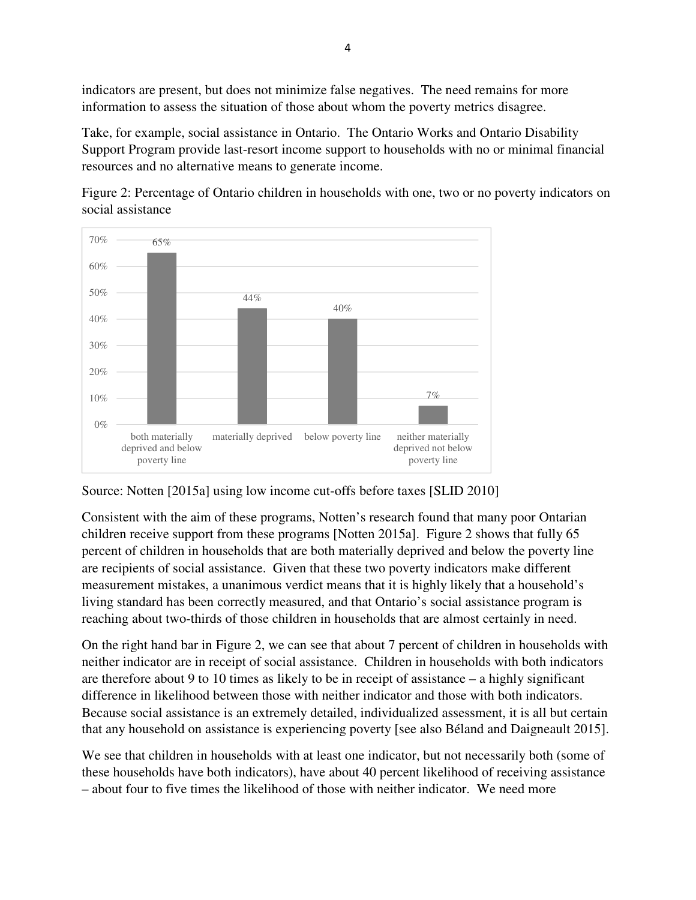indicators are present, but does not minimize false negatives. The need remains for more information to assess the situation of those about whom the poverty metrics disagree.

Take, for example, social assistance in Ontario. The Ontario Works and Ontario Disability Support Program provide last-resort income support to households with no or minimal financial resources and no alternative means to generate income.

Figure 2: Percentage of Ontario children in households with one, two or no poverty indicators on social assistance

| Category | Percentage |
| --- | --- |
| both materially deprived and below poverty line | 65% |
| materially deprived | 44% |
| below poverty line | 40% |
| neither materially deprived not below poverty line | 7% |

Source: Notten [2015a] using low income cut-offs before taxes [SLID 2010]

Consistent with the aim of these programs, Notten's research found that many poor Ontarian children receive support from these programs [Notten 2015a]. Figure 2 shows that fully 65 percent of children in households that are both materially deprived and below the poverty line are recipients of social assistance. Given that these two poverty indicators make different measurement mistakes, a unanimous verdict means that it is highly likely that a household's living standard has been correctly measured, and that Ontario's social assistance program is reaching about two-thirds of those children in households that are almost certainly in need.

On the right hand bar in Figure 2, we can see that about 7 percent of children in households with neither indicator are in receipt of social assistance. Children in households with both indicators are therefore about 9 to 10 times as likely to be in receipt of assistance – a highly significant difference in likelihood between those with neither indicator and those with both indicators. Because social assistance is an extremely detailed, individualized assessment, it is all but certain that any household on assistance is experiencing poverty [see also Béland and Daigneault 2015].

We see that children in households with at least one indicator, but not necessarily both (some of these households have both indicators), have about 40 percent likelihood of receiving assistance – about four to five times the likelihood of those with neither indicator. We need more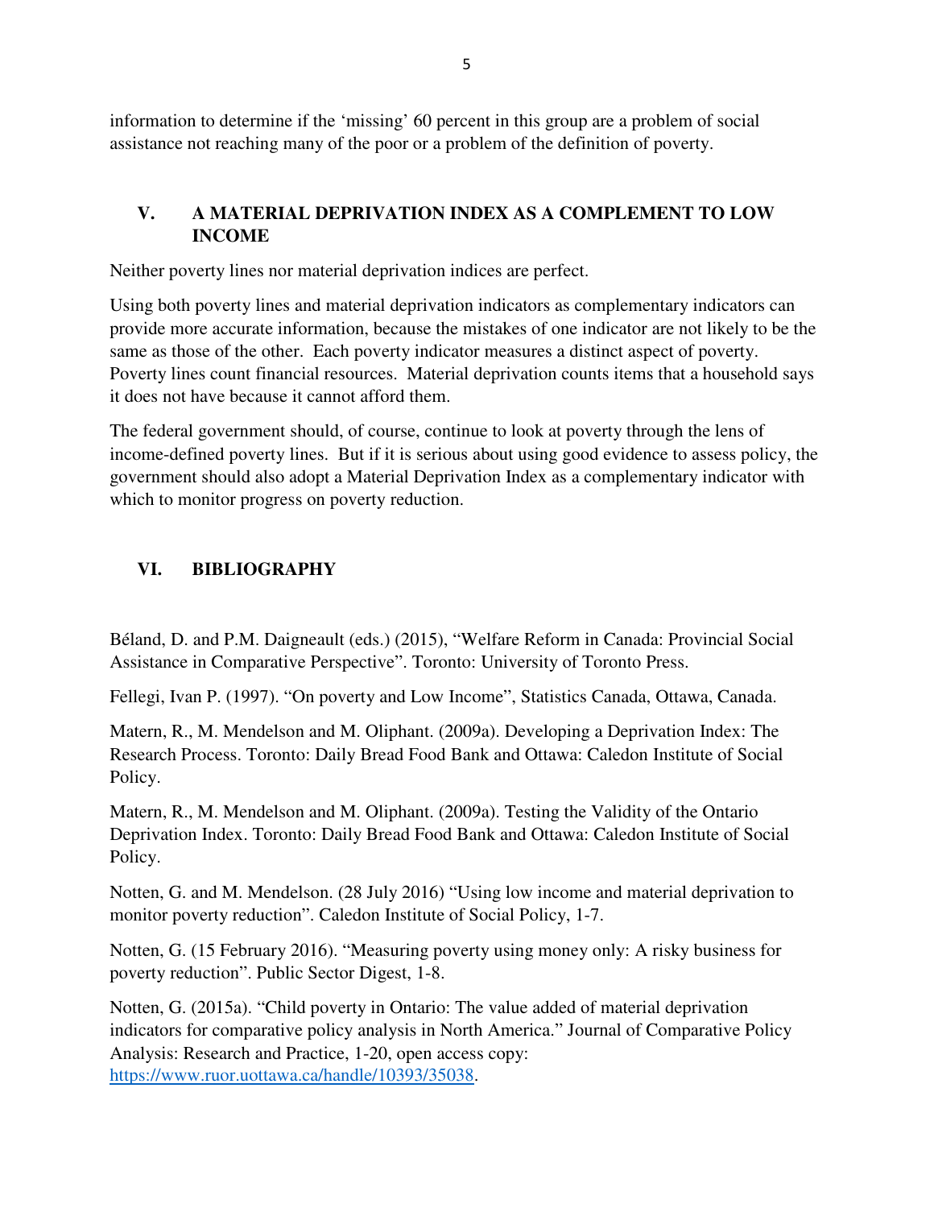information to determine if the 'missing' 60 percent in this group are a problem of social assistance not reaching many of the poor or a problem of the definition of poverty.

## V. A MATERIAL DEPRIVATION INDEX AS A COMPLEMENT TO LOW INCOME

Neither poverty lines nor material deprivation indices are perfect.

Using both poverty lines and material deprivation indicators as complementary indicators can provide more accurate information, because the mistakes of one indicator are not likely to be the same as those of the other. Each poverty indicator measures a distinct aspect of poverty. Poverty lines count financial resources. Material deprivation counts items that a household says it does not have because it cannot afford them.

The federal government should, of course, continue to look at poverty through the lens of income-defined poverty lines. But if it is serious about using good evidence to assess policy, the government should also adopt a Material Deprivation Index as a complementary indicator with which to monitor progress on poverty reduction.

## VI. BIBLIOGRAPHY

Béland, D. and P.M. Daigneault (eds.) (2015), "Welfare Reform in Canada: Provincial Social Assistance in Comparative Perspective". Toronto: University of Toronto Press.

Fellegi, Ivan P. (1997). "On poverty and Low Income", Statistics Canada, Ottawa, Canada.

Matern, R., M. Mendelson and M. Oliphant. (2009a). Developing a Deprivation Index: The Research Process. Toronto: Daily Bread Food Bank and Ottawa: Caledon Institute of Social Policy.

Matern, R., M. Mendelson and M. Oliphant. (2009a). Testing the Validity of the Ontario Deprivation Index. Toronto: Daily Bread Food Bank and Ottawa: Caledon Institute of Social Policy.

Notten, G. and M. Mendelson. (28 July 2016) "Using low income and material deprivation to monitor poverty reduction". Caledon Institute of Social Policy, 1-7.

Notten, G. (15 February 2016). "Measuring poverty using money only: A risky business for poverty reduction". Public Sector Digest, 1-8.

Notten, G. (2015a). "Child poverty in Ontario: The value added of material deprivation indicators for comparative policy analysis in North America." Journal of Comparative Policy Analysis: Research and Practice, 1-20, open access copy: [https://www.ruor.uottawa.ca/handle/10393/35038](https://www.ruor.uottawa.ca/handle/10393/35038).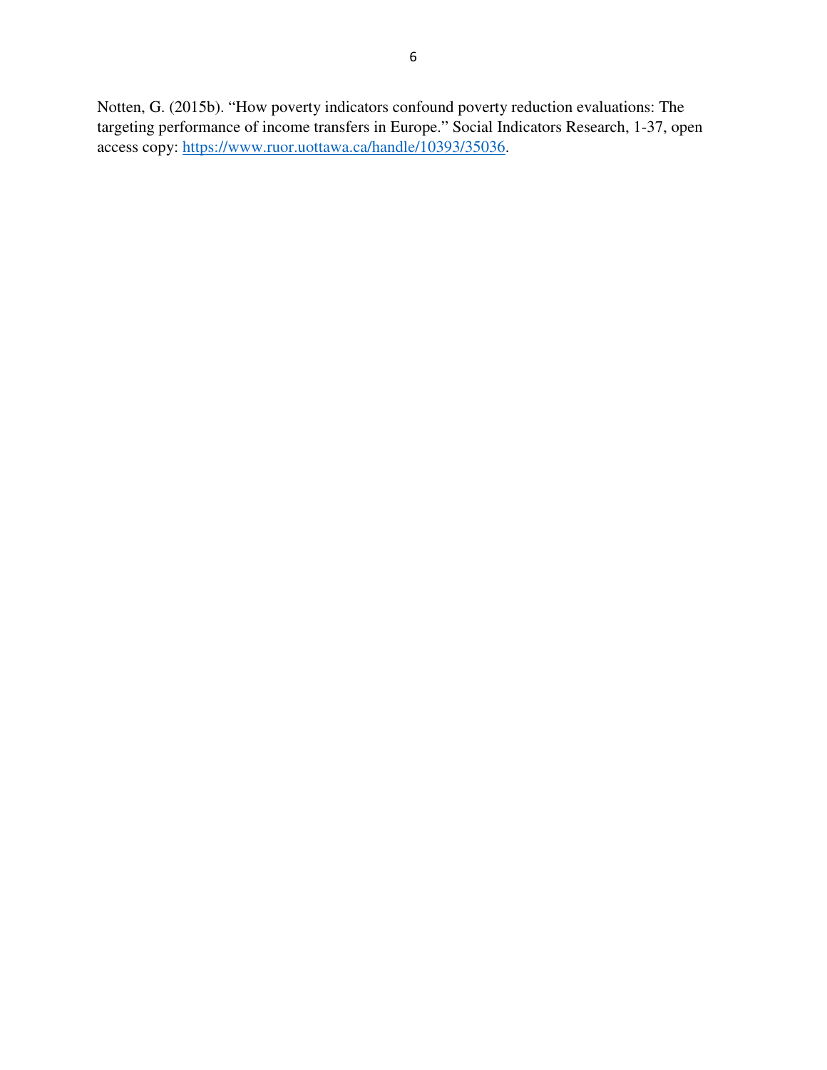Notten, G. (2015b). "How poverty indicators confound poverty reduction evaluations: The targeting performance of income transfers in Europe." Social Indicators Research, 1-37, open access copy: https://www.ruor.uottawa.ca/handle/10393/35036.